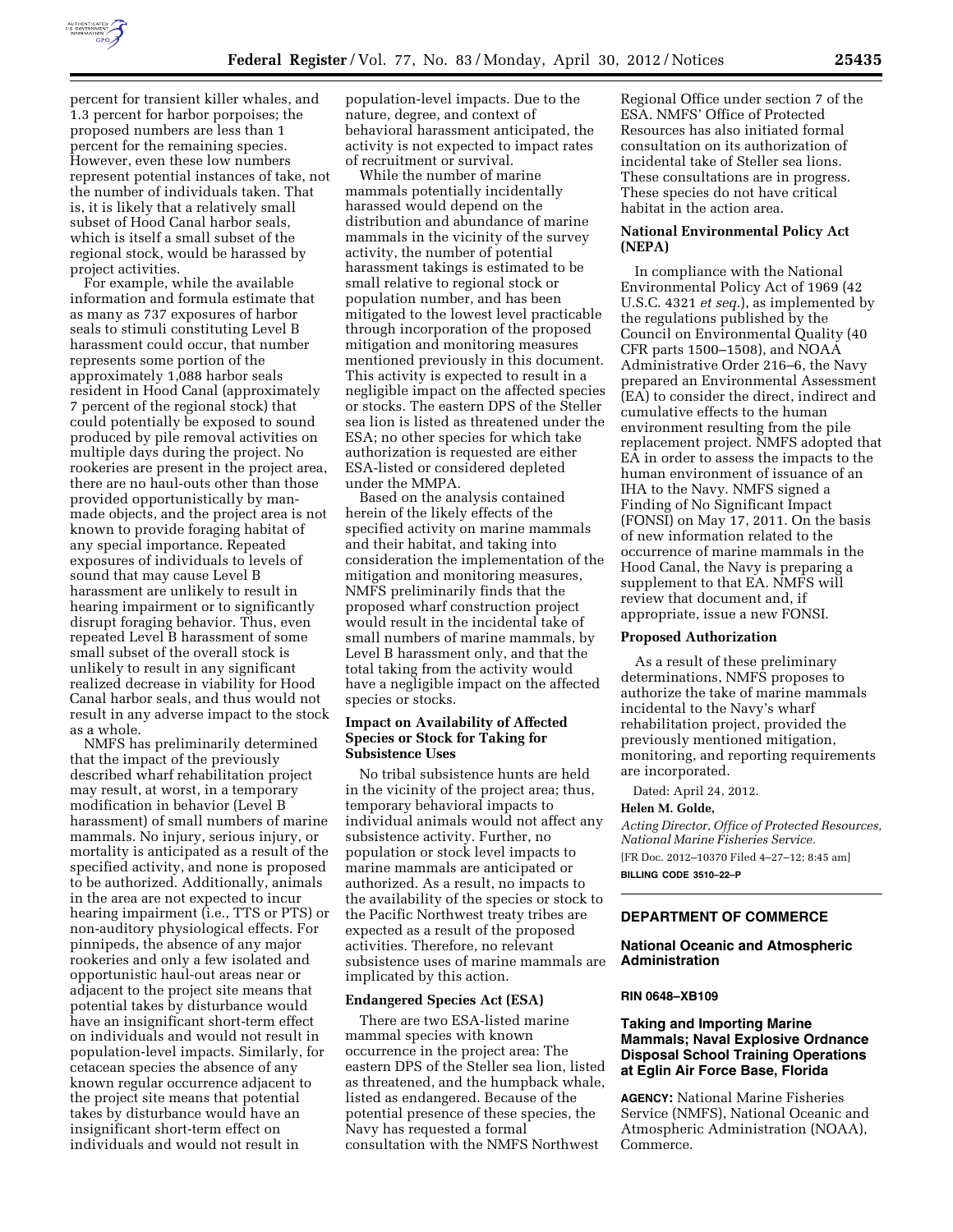percent for transient killer whales, and 1.3 percent for harbor porpoises; the proposed numbers are less than 1 percent for the remaining species. However, even these low numbers represent potential instances of take, not the number of individuals taken. That is, it is likely that a relatively small subset of Hood Canal harbor seals, which is itself a small subset of the regional stock, would be harassed by project activities.

For example, while the available information and formula estimate that as many as 737 exposures of harbor seals to stimuli constituting Level B harassment could occur, that number represents some portion of the approximately 1,088 harbor seals resident in Hood Canal (approximately 7 percent of the regional stock) that could potentially be exposed to sound produced by pile removal activities on multiple days during the project. No rookeries are present in the project area, there are no haul-outs other than those provided opportunistically by man-made objects, and the project area is not known to provide foraging habitat of any special importance. Repeated exposures of individuals to levels of sound that may cause Level B harassment are unlikely to result in hearing impairment or to significantly disrupt foraging behavior. Thus, even repeated Level B harassment of some small subset of the overall stock is unlikely to result in any significant realized decrease in viability for Hood Canal harbor seals, and thus would not result in any adverse impact to the stock as a whole.

NMFS has preliminarily determined that the impact of the previously described wharf rehabilitation project may result, at worst, in a temporary modification in behavior (Level B harassment) of small numbers of marine mammals. No injury, serious injury, or mortality is anticipated as a result of the specified activity, and none is proposed to be authorized. Additionally, animals in the area are not expected to incur hearing impairment (i.e., TTS or PTS) or non-auditory physiological effects. For pinnipeds, the absence of any major rookeries and only a few isolated and opportunistic haul-out areas near or adjacent to the project site means that potential takes by disturbance would have an insignificant short-term effect on individuals and would not result in population-level impacts. Similarly, for cetacean species the absence of any known regular occurrence adjacent to the project site means that potential takes by disturbance would have an insignificant short-term effect on individuals and would not result in population-level impacts. Due to the nature, degree, and context of behavioral harassment anticipated, the activity is not expected to impact rates of recruitment or survival.

While the number of marine mammals potentially incidentally harassed would depend on the distribution and abundance of marine mammals in the vicinity of the survey activity, the number of potential harassment takings is estimated to be small relative to regional stock or population number, and has been mitigated to the lowest level practicable through incorporation of the proposed mitigation and monitoring measures mentioned previously in this document. This activity is expected to result in a negligible impact on the affected species or stocks. The eastern DPS of the Steller sea lion is listed as threatened under the ESA; no other species for which take authorization is requested are either ESA-listed or considered depleted under the MMPA.

Based on the analysis contained herein of the likely effects of the specified activity on marine mammals and their habitat, and taking into consideration the implementation of the mitigation and monitoring measures, NMFS preliminarily finds that the proposed wharf construction project would result in the incidental take of small numbers of marine mammals, by Level B harassment only, and that the total taking from the activity would have a negligible impact on the affected species or stocks.

**Impact on Availability of Affected Species or Stock for Taking for Subsistence Uses**

No tribal subsistence hunts are held in the vicinity of the project area; thus, temporary behavioral impacts to individual animals would not affect any subsistence activity. Further, no population or stock level impacts to marine mammals are anticipated or authorized. As a result, no impacts to the availability of the species or stock to the Pacific Northwest treaty tribes are expected as a result of the proposed activities. Therefore, no relevant subsistence uses of marine mammals are implicated by this action.

**Endangered Species Act (ESA)**

There are two ESA-listed marine mammal species with known occurrence in the project area: The eastern DPS of the Steller sea lion, listed as threatened, and the humpback whale, listed as endangered. Because of the potential presence of these species, the Navy has requested a formal consultation with the NMFS Northwest Regional Office under section 7 of the ESA. NMFS' Office of Protected Resources has also initiated formal consultation on its authorization of incidental take of Steller sea lions. These consultations are in progress. These species do not have critical habitat in the action area.

**National Environmental Policy Act (NEPA)**

In compliance with the National Environmental Policy Act of 1969 (42 U.S.C. 4321 *et seq.*), as implemented by the regulations published by the Council on Environmental Quality (40 CFR parts 1500–1508), and NOAA Administrative Order 216–6, the Navy prepared an Environmental Assessment (EA) to consider the direct, indirect and cumulative effects to the human environment resulting from the pile replacement project. NMFS adopted that EA in order to assess the impacts to the human environment of issuance of an IHA to the Navy. NMFS signed a Finding of No Significant Impact (FONSI) on May 17, 2011. On the basis of new information related to the occurrence of marine mammals in the Hood Canal, the Navy is preparing a supplement to that EA. NMFS will review that document and, if appropriate, issue a new FONSI.

**Proposed Authorization**

As a result of these preliminary determinations, NMFS proposes to authorize the take of marine mammals incidental to the Navy's wharf rehabilitation project, provided the previously mentioned mitigation, monitoring, and reporting requirements are incorporated.

Dated: April 24, 2012.

**Helen M. Golde,**

*Acting Director, Office of Protected Resources, National Marine Fisheries Service.*

[FR Doc. 2012–10370 Filed 4–27–12; 8:45 am]

**BILLING CODE 3510–22–P**

---

## DEPARTMENT OF COMMERCE

## National Oceanic and Atmospheric Administration

**RIN 0648–XB109**

## Taking and Importing Marine Mammals; Naval Explosive Ordnance Disposal School Training Operations at Eglin Air Force Base, Florida

**AGENCY:** National Marine Fisheries Service (NMFS), National Oceanic and Atmospheric Administration (NOAA), Commerce.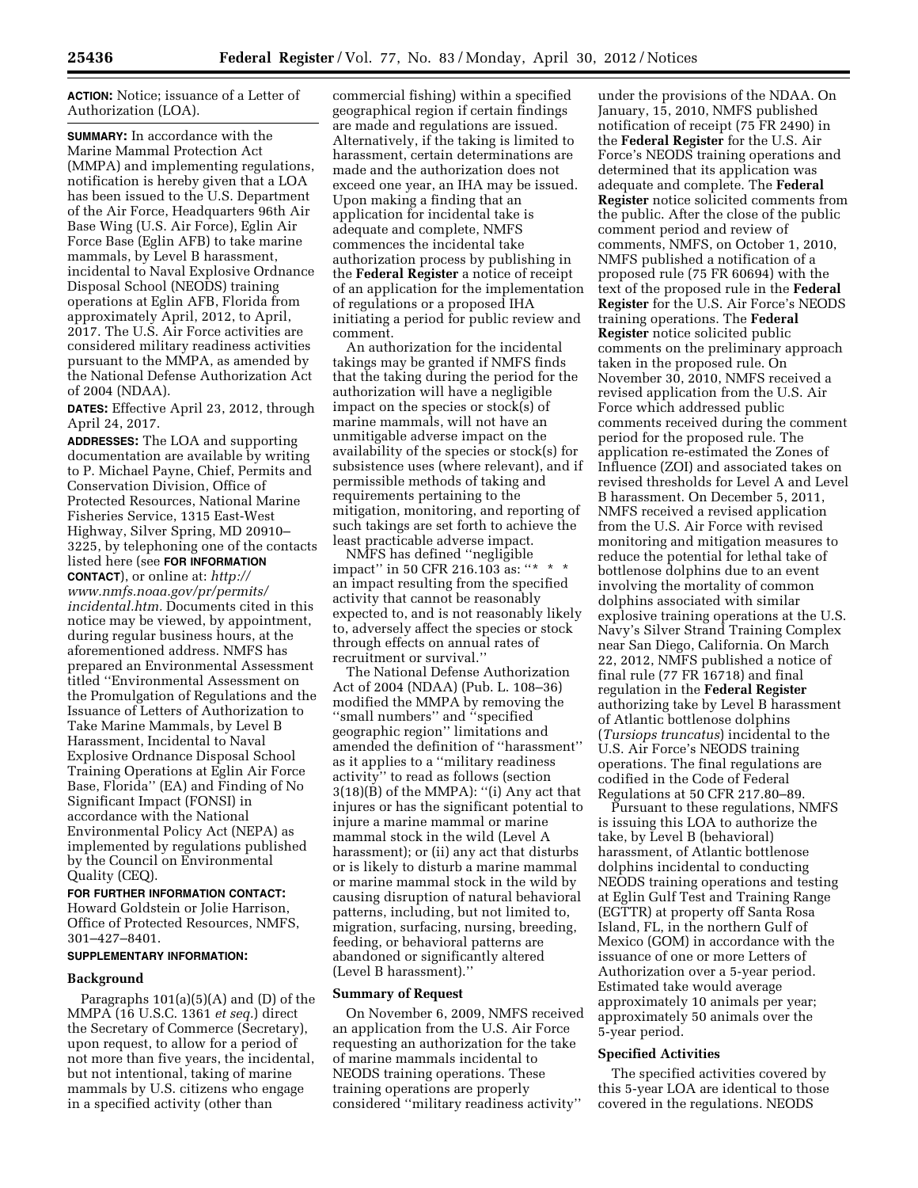**ACTION:** Notice; issuance of a Letter of Authorization (LOA).

**SUMMARY:** In accordance with the Marine Mammal Protection Act (MMPA) and implementing regulations, notification is hereby given that a LOA has been issued to the U.S. Department of the Air Force, Headquarters 96th Air Base Wing (U.S. Air Force), Eglin Air Force Base (Eglin AFB) to take marine mammals, by Level B harassment, incidental to Naval Explosive Ordnance Disposal School (NEODS) training operations at Eglin AFB, Florida from approximately April, 2012, to April, 2017. The U.S. Air Force activities are considered military readiness activities pursuant to the MMPA, as amended by the National Defense Authorization Act of 2004 (NDAA).

**DATES:** Effective April 23, 2012, through April 24, 2017.

**ADDRESSES:** The LOA and supporting documentation are available by writing to P. Michael Payne, Chief, Permits and Conservation Division, Office of Protected Resources, National Marine Fisheries Service, 1315 East-West Highway, Silver Spring, MD 20910–3225, by telephoning one of the contacts listed here (see **FOR INFORMATION CONTACT**), or online at: *http://www.nmfs.noaa.gov/pr/permits/incidental.htm.* Documents cited in this notice may be viewed, by appointment, during regular business hours, at the aforementioned address. NMFS has prepared an Environmental Assessment titled ''Environmental Assessment on the Promulgation of Regulations and the Issuance of Letters of Authorization to Take Marine Mammals, by Level B Harassment, Incidental to Naval Explosive Ordnance Disposal School Training Operations at Eglin Air Force Base, Florida'' (EA) and Finding of No Significant Impact (FONSI) in accordance with the National Environmental Policy Act (NEPA) as implemented by regulations published by the Council on Environmental Quality (CEQ).

**FOR FURTHER INFORMATION CONTACT:** Howard Goldstein or Jolie Harrison, Office of Protected Resources, NMFS, 301–427–8401.

**SUPPLEMENTARY INFORMATION:**

## Background

Paragraphs 101(a)(5)(A) and (D) of the MMPA (16 U.S.C. 1361 *et seq.*) direct the Secretary of Commerce (Secretary), upon request, to allow for a period of not more than five years, the incidental, but not intentional, taking of marine mammals by U.S. citizens who engage in a specified activity (other than commercial fishing) within a specified geographical region if certain findings are made and regulations are issued. Alternatively, if the taking is limited to harassment, certain determinations are made and the authorization does not exceed one year, an IHA may be issued. Upon making a finding that an application for incidental take is adequate and complete, NMFS commences the incidental take authorization process by publishing in the **Federal Register** a notice of receipt of an application for the implementation of regulations or a proposed IHA initiating a period for public review and comment.

An authorization for the incidental takings may be granted if NMFS finds that the taking during the period for the authorization will have a negligible impact on the species or stock(s) of marine mammals, will not have an unmitigable adverse impact on the availability of the species or stock(s) for subsistence uses (where relevant), and if permissible methods of taking and requirements pertaining to the mitigation, monitoring, and reporting of such takings are set forth to achieve the least practicable adverse impact.

NMFS has defined ''negligible impact'' in 50 CFR 216.103 as: ''* * * an impact resulting from the specified activity that cannot be reasonably expected to, and is not reasonably likely to, adversely affect the species or stock through effects on annual rates of recruitment or survival.''

The National Defense Authorization Act of 2004 (NDAA) (Pub. L. 108–36) modified the MMPA by removing the ''small numbers'' and ''specified geographic region'' limitations and amended the definition of ''harassment'' as it applies to a ''military readiness activity'' to read as follows (section 3(18)(B) of the MMPA): ''(i) Any act that injures or has the significant potential to injure a marine mammal or marine mammal stock in the wild (Level A harassment); or (ii) any act that disturbs or is likely to disturb a marine mammal or marine mammal stock in the wild by causing disruption of natural behavioral patterns, including, but not limited to, migration, surfacing, nursing, breeding, feeding, or behavioral patterns are abandoned or significantly altered (Level B harassment).''

## Summary of Request

On November 6, 2009, NMFS received an application from the U.S. Air Force requesting an authorization for the take of marine mammals incidental to NEODS training operations. These training operations are properly considered ''military readiness activity'' under the provisions of the NDAA. On January, 15, 2010, NMFS published notification of receipt (75 FR 2490) in the **Federal Register** for the U.S. Air Force's NEODS training operations and determined that its application was adequate and complete. The **Federal Register** notice solicited comments from the public. After the close of the public comment period and review of comments, NMFS, on October 1, 2010, NMFS published a notification of a proposed rule (75 FR 60694) with the text of the proposed rule in the **Federal Register** for the U.S. Air Force's NEODS training operations. The **Federal Register** notice solicited public comments on the preliminary approach taken in the proposed rule. On November 30, 2010, NMFS received a revised application from the U.S. Air Force which addressed public comments received during the comment period for the proposed rule. The application re-estimated the Zones of Influence (ZOI) and associated takes on revised thresholds for Level A and Level B harassment. On December 5, 2011, NMFS received a revised application from the U.S. Air Force with revised monitoring and mitigation measures to reduce the potential for lethal take of bottlenose dolphins due to an event involving the mortality of common dolphins associated with similar explosive training operations at the U.S. Navy's Silver Strand Training Complex near San Diego, California. On March 22, 2012, NMFS published a notice of final rule (77 FR 16718) and final regulation in the **Federal Register** authorizing take by Level B harassment of Atlantic bottlenose dolphins (*Tursiops truncatus*) incidental to the U.S. Air Force's NEODS training operations. The final regulations are codified in the Code of Federal Regulations at 50 CFR 217.80–89.

Pursuant to these regulations, NMFS is issuing this LOA to authorize the take, by Level B (behavioral) harassment, of Atlantic bottlenose dolphins incidental to conducting NEODS training operations and testing at Eglin Gulf Test and Training Range (EGTTR) at property off Santa Rosa Island, FL, in the northern Gulf of Mexico (GOM) in accordance with the issuance of one or more Letters of Authorization over a 5-year period. Estimated take would average approximately 10 animals per year; approximately 50 animals over the 5-year period.

## Specified Activities

The specified activities covered by this 5-year LOA are identical to those covered in the regulations. NEODS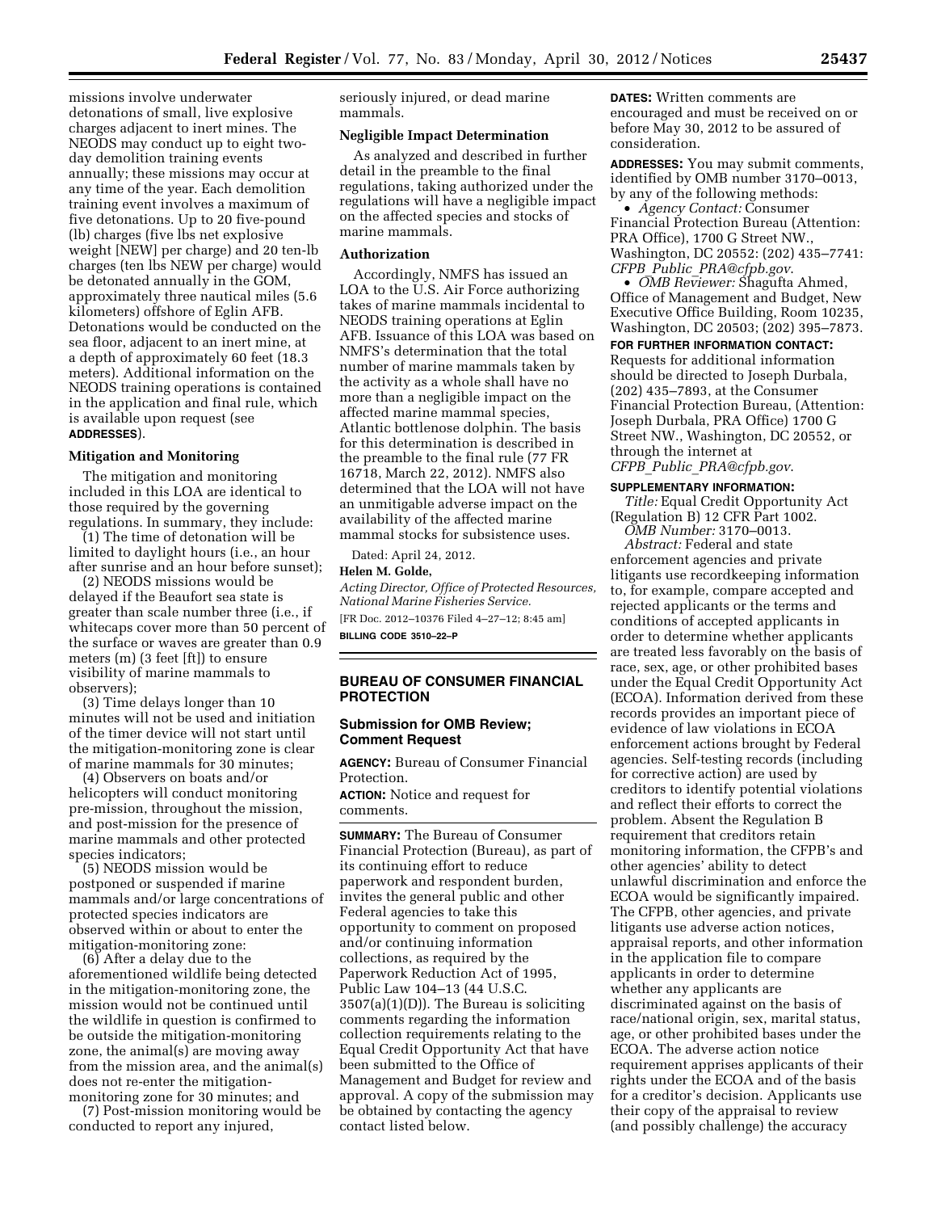missions involve underwater detonations of small, live explosive charges adjacent to inert mines. The NEODS may conduct up to eight two-day demolition training events annually; these missions may occur at any time of the year. Each demolition training event involves a maximum of five detonations. Up to 20 five-pound (lb) charges (five lbs net explosive weight [NEW] per charge) and 20 ten-lb charges (ten lbs NEW per charge) would be detonated annually in the GOM, approximately three nautical miles (5.6 kilometers) offshore of Eglin AFB. Detonations would be conducted on the sea floor, adjacent to an inert mine, at a depth of approximately 60 feet (18.3 meters). Additional information on the NEODS training operations is contained in the application and final rule, which is available upon request (see **ADDRESSES**).

**Mitigation and Monitoring**

The mitigation and monitoring included in this LOA are identical to those required by the governing regulations. In summary, they include:

(1) The time of detonation will be limited to daylight hours (i.e., an hour after sunrise and an hour before sunset);

(2) NEODS missions would be delayed if the Beaufort sea state is greater than scale number three (i.e., if whitecaps cover more than 50 percent of the surface or waves are greater than 0.9 meters (m) (3 feet [ft]) to ensure visibility of marine mammals to observers);

(3) Time delays longer than 10 minutes will not be used and initiation of the timer device will not start until the mitigation-monitoring zone is clear of marine mammals for 30 minutes;

(4) Observers on boats and/or helicopters will conduct monitoring pre-mission, throughout the mission, and post-mission for the presence of marine mammals and other protected species indicators;

(5) NEODS mission would be postponed or suspended if marine mammals and/or large concentrations of protected species indicators are observed within or about to enter the mitigation-monitoring zone:

(6) After a delay due to the aforementioned wildlife being detected in the mitigation-monitoring zone, the mission would not be continued until the wildlife in question is confirmed to be outside the mitigation-monitoring zone, the animal(s) are moving away from the mission area, and the animal(s) does not re-enter the mitigation-monitoring zone for 30 minutes; and

(7) Post-mission monitoring would be conducted to report any injured, seriously injured, or dead marine mammals.

**Negligible Impact Determination**

As analyzed and described in further detail in the preamble to the final regulations, taking authorized under the regulations will have a negligible impact on the affected species and stocks of marine mammals.

**Authorization**

Accordingly, NMFS has issued an LOA to the U.S. Air Force authorizing takes of marine mammals incidental to NEODS training operations at Eglin AFB. Issuance of this LOA was based on NMFS's determination that the total number of marine mammals taken by the activity as a whole shall have no more than a negligible impact on the affected marine mammal species, Atlantic bottlenose dolphin. The basis for this determination is described in the preamble to the final rule (77 FR 16718, March 22, 2012). NMFS also determined that the LOA will not have an unmitigable adverse impact on the availability of the affected marine mammal stocks for subsistence uses.

Dated: April 24, 2012.

**Helen M. Golde,**

*Acting Director, Office of Protected Resources, National Marine Fisheries Service.*

[FR Doc. 2012–10376 Filed 4–27–12; 8:45 am]

**BILLING CODE 3510–22–P**

## BUREAU OF CONSUMER FINANCIAL PROTECTION

### Submission for OMB Review; Comment Request

**AGENCY:** Bureau of Consumer Financial Protection.

**ACTION:** Notice and request for comments.

**SUMMARY:** The Bureau of Consumer Financial Protection (Bureau), as part of its continuing effort to reduce paperwork and respondent burden, invites the general public and other Federal agencies to take this opportunity to comment on proposed and/or continuing information collections, as required by the Paperwork Reduction Act of 1995, Public Law 104–13 (44 U.S.C. 3507(a)(1)(D)). The Bureau is soliciting comments regarding the information collection requirements relating to the Equal Credit Opportunity Act that have been submitted to the Office of Management and Budget for review and approval. A copy of the submission may be obtained by contacting the agency contact listed below.

**DATES:** Written comments are encouraged and must be received on or before May 30, 2012 to be assured of consideration.

**ADDRESSES:** You may submit comments, identified by OMB number 3170–0013, by any of the following methods:

• *Agency Contact:* Consumer Financial Protection Bureau (Attention: PRA Office), 1700 G Street NW., Washington, DC 20552: (202) 435–7741: *CFPB_Public_PRA@cfpb.gov*.

• *OMB Reviewer:* Shagufta Ahmed, Office of Management and Budget, New Executive Office Building, Room 10235, Washington, DC 20503; (202) 395–7873.

**FOR FURTHER INFORMATION CONTACT:** Requests for additional information should be directed to Joseph Durbala, (202) 435–7893, at the Consumer Financial Protection Bureau, (Attention: Joseph Durbala, PRA Office) 1700 G Street NW., Washington, DC 20552, or through the internet at *CFPB_Public_PRA@cfpb.gov*.

**SUPPLEMENTARY INFORMATION:**

*Title:* Equal Credit Opportunity Act (Regulation B) 12 CFR Part 1002.

*OMB Number:* 3170–0013.

*Abstract:* Federal and state enforcement agencies and private litigants use recordkeeping information to, for example, compare accepted and rejected applicants or the terms and conditions of accepted applicants in order to determine whether applicants are treated less favorably on the basis of race, sex, age, or other prohibited bases under the Equal Credit Opportunity Act (ECOA). Information derived from these records provides an important piece of evidence of law violations in ECOA enforcement actions brought by Federal agencies. Self-testing records (including for corrective action) are used by creditors to identify potential violations and reflect their efforts to correct the problem. Absent the Regulation B requirement that creditors retain monitoring information, the CFPB's and other agencies' ability to detect unlawful discrimination and enforce the ECOA would be significantly impaired. The CFPB, other agencies, and private litigants use adverse action notices, appraisal reports, and other information in the application file to compare applicants in order to determine whether any applicants are discriminated against on the basis of race/national origin, sex, marital status, age, or other prohibited bases under the ECOA. The adverse action notice requirement apprises applicants of their rights under the ECOA and of the basis for a creditor's decision. Applicants use their copy of the appraisal to review (and possibly challenge) the accuracy